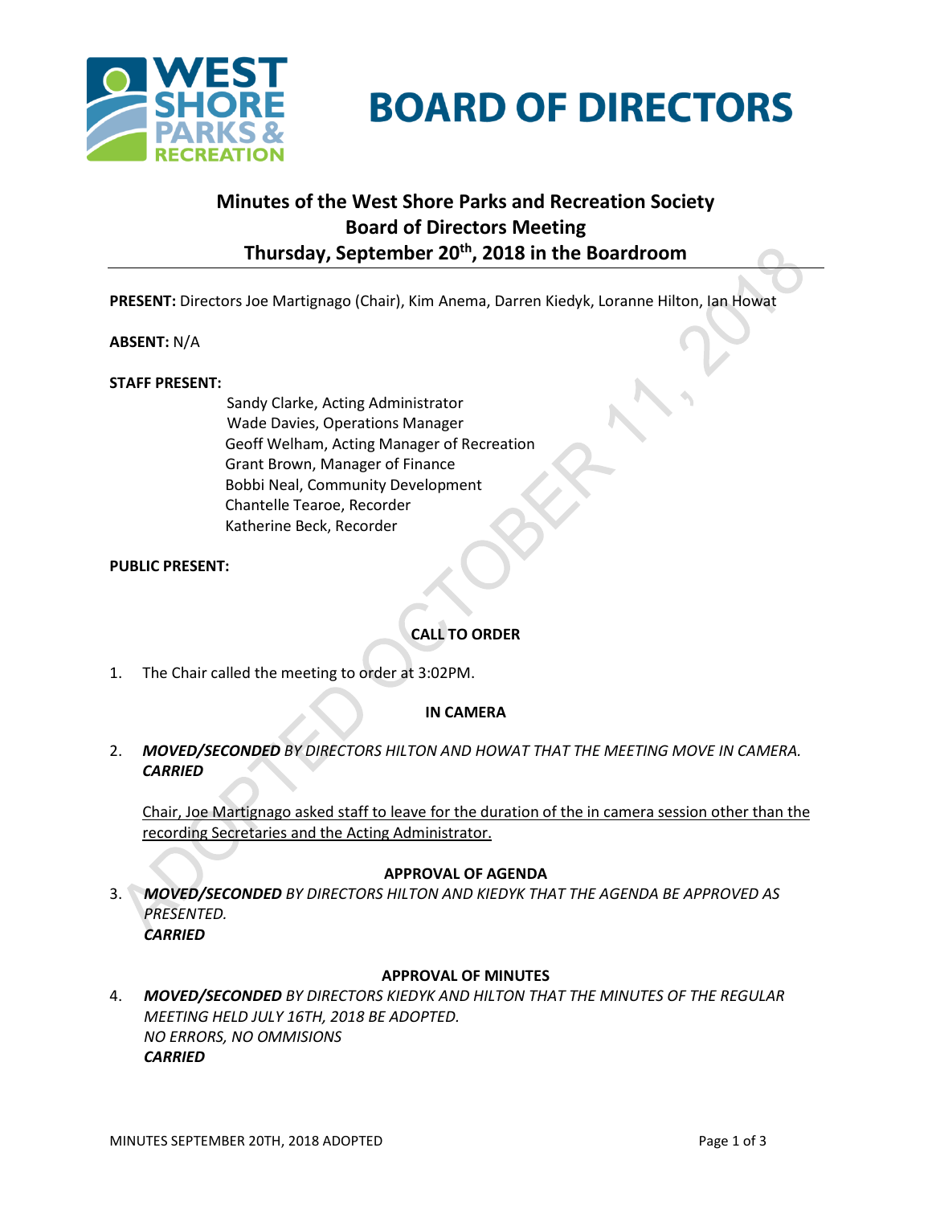# BOARD OF DIRECTORS

## Minutes of the West Shore Parks and Recreation Society Board of Directors Meeting Thursday, September 20th, 2018 in the Boardroom

**PRESENT:** Directors Joe Martignago (Chair), Kim Anema, Darren Kiedyk, Loranne Hilton, Ian Howat

**ABSENT:** N/A

**STAFF PRESENT:**

Sandy Clarke, Acting Administrator
Wade Davies, Operations Manager
Geoff Welham, Acting Manager of Recreation
Grant Brown, Manager of Finance
Bobbi Neal, Community Development
Chantelle Tearoe, Recorder
Katherine Beck, Recorder

**PUBLIC PRESENT:**

**CALL TO ORDER**

1. The Chair called the meeting to order at 3:02PM.

**IN CAMERA**

2. ***MOVED/SECONDED*** *BY DIRECTORS HILTON AND HOWAT THAT THE MEETING MOVE IN CAMERA.*
***CARRIED***

Chair, Joe Martignago asked staff to leave for the duration of the in camera session other than the recording Secretaries and the Acting Administrator.

**APPROVAL OF AGENDA**

3. ***MOVED/SECONDED*** *BY DIRECTORS HILTON AND KIEDYK THAT THE AGENDA BE APPROVED AS PRESENTED.*
***CARRIED***

**APPROVAL OF MINUTES**

4. ***MOVED/SECONDED*** *BY DIRECTORS KIEDYK AND HILTON THAT THE MINUTES OF THE REGULAR MEETING HELD JULY 16TH, 2018 BE ADOPTED.*
*NO ERRORS, NO OMMISIONS*
***CARRIED***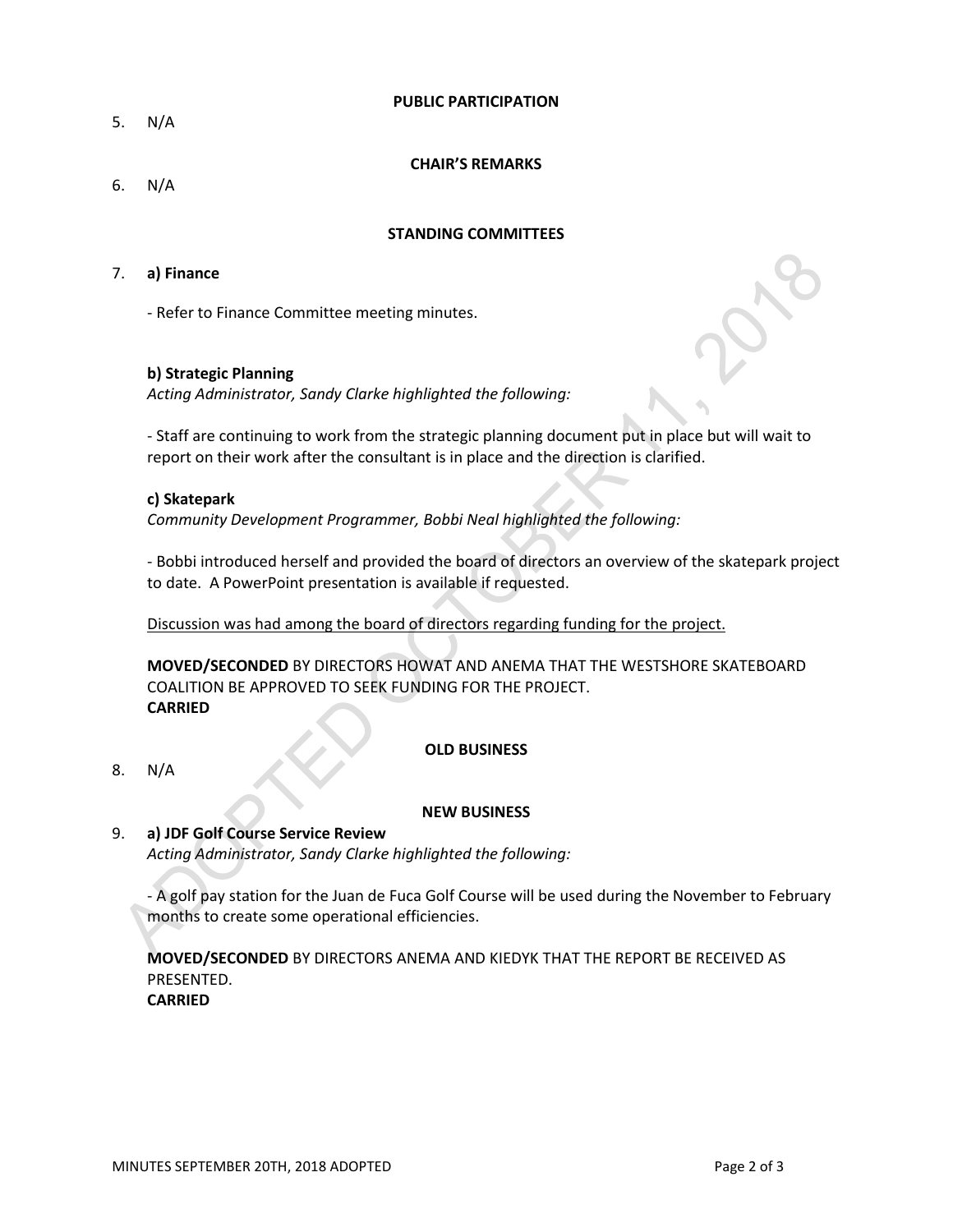## PUBLIC PARTICIPATION

5. N/A

## CHAIR'S REMARKS

6. N/A

## STANDING COMMITTEES

7. **a) Finance**

   - Refer to Finance Committee meeting minutes.

   **b) Strategic Planning**
   *Acting Administrator, Sandy Clarke highlighted the following:*

   - Staff are continuing to work from the strategic planning document put in place but will wait to report on their work after the consultant is in place and the direction is clarified.

   **c) Skatepark**
   *Community Development Programmer, Bobbi Neal highlighted the following:*

   - Bobbi introduced herself and provided the board of directors an overview of the skatepark project to date. A PowerPoint presentation is available if requested.

   <u>Discussion was had among the board of directors regarding funding for the project.</u>

   **MOVED/SECONDED** BY DIRECTORS HOWAT AND ANEMA THAT THE WESTSHORE SKATEBOARD COALITION BE APPROVED TO SEEK FUNDING FOR THE PROJECT.
   **CARRIED**

## OLD BUSINESS

8. N/A

## NEW BUSINESS

9. **a) JDF Golf Course Service Review**
   *Acting Administrator, Sandy Clarke highlighted the following:*

   - A golf pay station for the Juan de Fuca Golf Course will be used during the November to February months to create some operational efficiencies.

   **MOVED/SECONDED** BY DIRECTORS ANEMA AND KIEDYK THAT THE REPORT BE RECEIVED AS PRESENTED.
   **CARRIED**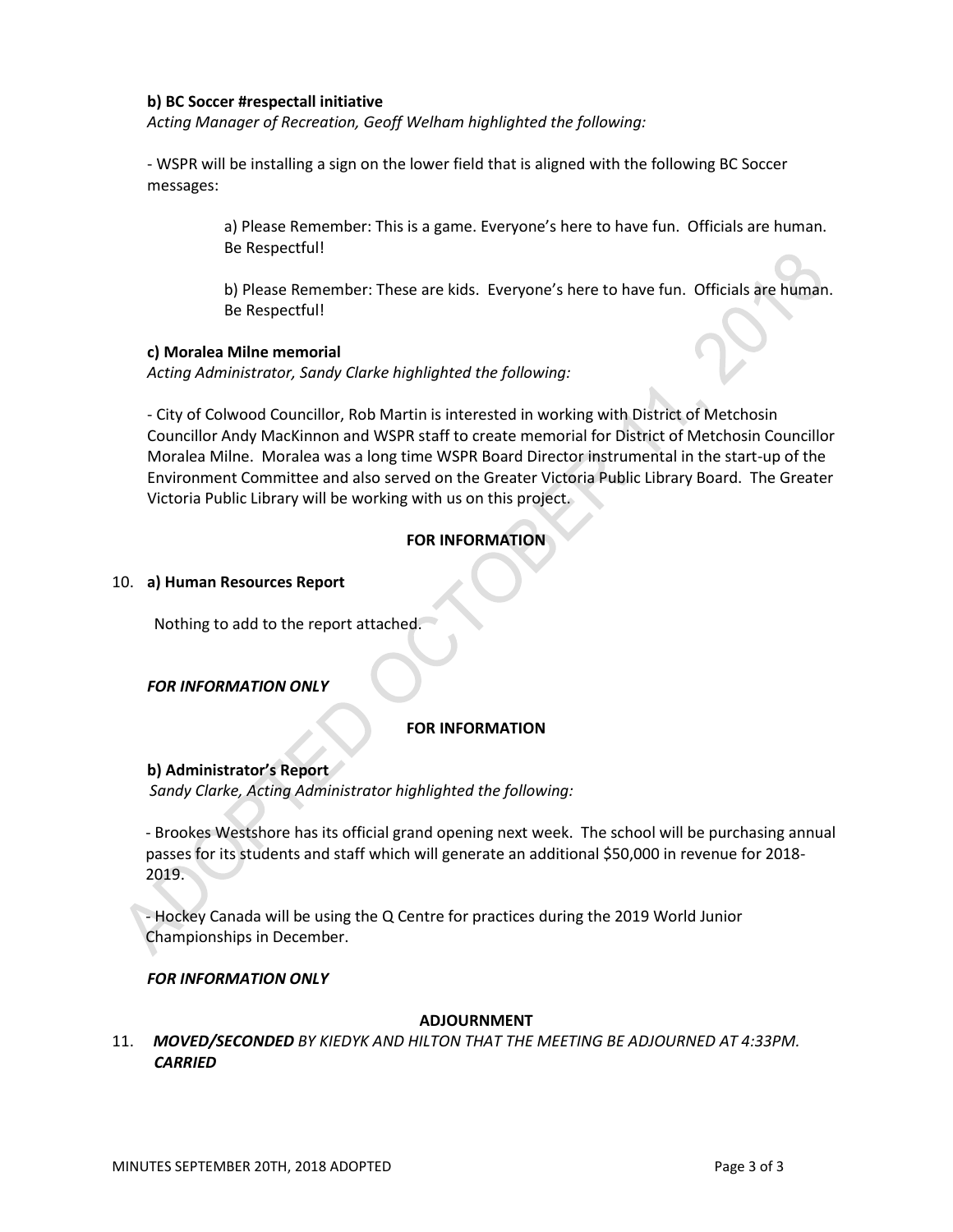**b) BC Soccer #respectall initiative**

*Acting Manager of Recreation, Geoff Welham highlighted the following:*

- WSPR will be installing a sign on the lower field that is aligned with the following BC Soccer messages:

> a) Please Remember: This is a game. Everyone's here to have fun. Officials are human. Be Respectful!
>
> b) Please Remember: These are kids. Everyone's here to have fun. Officials are human. Be Respectful!

**c) Moralea Milne memorial**

*Acting Administrator, Sandy Clarke highlighted the following:*

- City of Colwood Councillor, Rob Martin is interested in working with District of Metchosin Councillor Andy MacKinnon and WSPR staff to create memorial for District of Metchosin Councillor Moralea Milne. Moralea was a long time WSPR Board Director instrumental in the start-up of the Environment Committee and also served on the Greater Victoria Public Library Board. The Greater Victoria Public Library will be working with us on this project.

**FOR INFORMATION**

10. **a) Human Resources Report**

Nothing to add to the report attached.

***FOR INFORMATION ONLY***

**FOR INFORMATION**

**b) Administrator's Report**

*Sandy Clarke, Acting Administrator highlighted the following:*

- Brookes Westshore has its official grand opening next week. The school will be purchasing annual passes for its students and staff which will generate an additional $50,000 in revenue for 2018-2019.

- Hockey Canada will be using the Q Centre for practices during the 2019 World Junior Championships in December.

***FOR INFORMATION ONLY***

**ADJOURNMENT**

11. ***MOVED/SECONDED*** *BY KIEDYK AND HILTON THAT THE MEETING BE ADJOURNED AT 4:33PM.* ***CARRIED***

MINUTES SEPTEMBER 20TH, 2018 ADOPTED